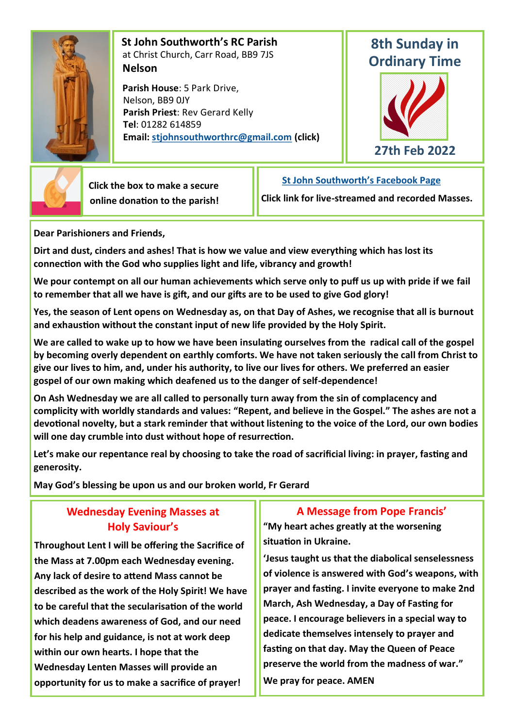## St John Southworth's RC Parish

at Christ Church, Carr Road, BB9 7JS

**Nelson**

**Parish House**: 5 Park Drive, Nelson, BB9 0JY

**Parish Priest**: Rev Gerard Kelly

**Tel**: 01282 614859

**Email: stjohnsouthworthrc@gmail.com (click)**

## 8th Sunday in Ordinary Time

**27th Feb 2022**

Click the box to make a secure online donation to the parish!

**St John Southworth's Facebook Page**

**Click link for live-streamed and recorded Masses.**

**Dear Parishioners and Friends,**

**Dirt and dust, cinders and ashes! That is how we value and view everything which has lost its connection with the God who supplies light and life, vibrancy and growth!**

**We pour contempt on all our human achievements which serve only to puff us up with pride if we fail to remember that all we have is gift, and our gifts are to be used to give God glory!**

**Yes, the season of Lent opens on Wednesday as, on that Day of Ashes, we recognise that all is burnout and exhaustion without the constant input of new life provided by the Holy Spirit.**

**We are called to wake up to how we have been insulating ourselves from the radical call of the gospel by becoming overly dependent on earthly comforts. We have not taken seriously the call from Christ to give our lives to him, and, under his authority, to live our lives for others. We preferred an easier gospel of our own making which deafened us to the danger of self-dependence!**

**On Ash Wednesday we are all called to personally turn away from the sin of complacency and complicity with worldly standards and values: "Repent, and believe in the Gospel." The ashes are not a devotional novelty, but a stark reminder that without listening to the voice of the Lord, our own bodies will one day crumble into dust without hope of resurrection.**

**Let's make our repentance real by choosing to take the road of sacrificial living: in prayer, fasting and generosity.**

**May God's blessing be upon us and our broken world, Fr Gerard**

## Wednesday Evening Masses at Holy Saviour's

**Throughout Lent I will be offering the Sacrifice of the Mass at 7.00pm each Wednesday evening. Any lack of desire to attend Mass cannot be described as the work of the Holy Spirit! We have to be careful that the secularisation of the world which deadens awareness of God, and our need for his help and guidance, is not at work deep within our own hearts. I hope that the Wednesday Lenten Masses will provide an opportunity for us to make a sacrifice of prayer!**

## A Message from Pope Francis'

**"My heart aches greatly at the worsening situation in Ukraine.**

**'Jesus taught us that the diabolical senselessness of violence is answered with God's weapons, with prayer and fasting. I invite everyone to make 2nd March, Ash Wednesday, a Day of Fasting for peace. I encourage believers in a special way to dedicate themselves intensely to prayer and fasting on that day. May the Queen of Peace preserve the world from the madness of war."**

**We pray for peace. AMEN**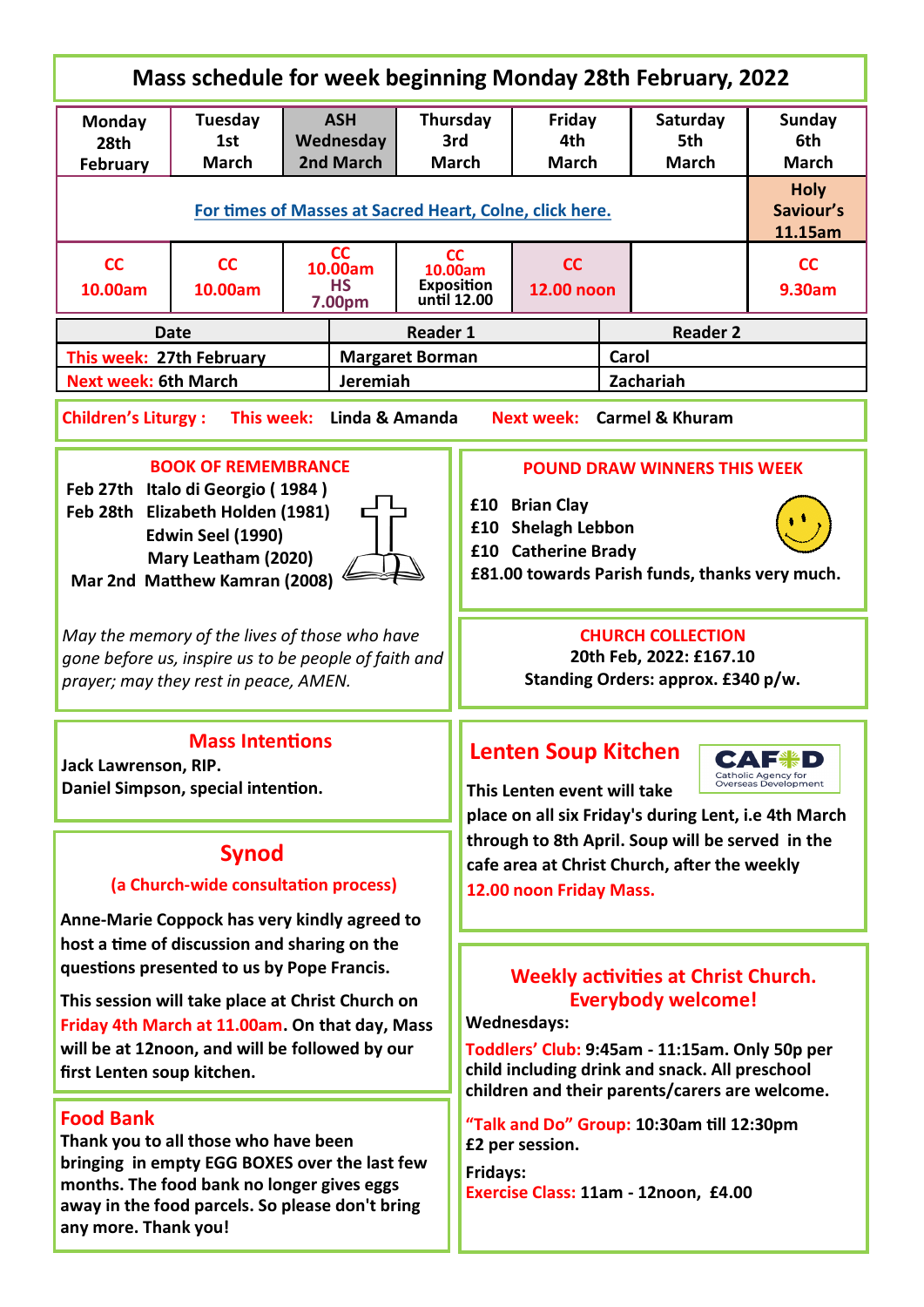# Mass schedule for week beginning Monday 28th February, 2022

| Monday 28th February | Tuesday 1st March | ASH Wednesday 2nd March | Thursday 3rd March | Friday 4th March | Saturday 5th March | Sunday 6th March |
|---|---|---|---|---|---|---|
| For times of Masses at Sacred Heart, Colne, click here. | | | | | | Holy Saviour's 11.15am |
| CC 10.00am | CC 10.00am | CC 10.00am HS 7.00pm | CC 10.00am Exposition until 12.00 | CC 12.00 noon | | CC 9.30am |

| Date | Reader 1 | Reader 2 |
|---|---|---|
| This week: 27th February | Margaret Borman | Carol |
| Next week: 6th March | Jeremiah | Zachariah |

**Children's Liturgy :** This week: Linda & Amanda Next week: Carmel & Khuram

## BOOK OF REMEMBRANCE

Feb 27th Italo di Georgio ( 1984 )
Feb 28th Elizabeth Holden (1981)
Edwin Seel (1990)
Mary Leatham (2020)
Mar 2nd Matthew Kamran (2008)

*May the memory of the lives of those who have gone before us, inspire us to be people of faith and prayer; may they rest in peace, AMEN.*

## Mass Intentions

Jack Lawrenson, RIP.
Daniel Simpson, special intention.

## Synod

**(a Church-wide consultation process)**

Anne-Marie Coppock has very kindly agreed to host a time of discussion and sharing on the questions presented to us by Pope Francis.

This session will take place at Christ Church on **Friday 4th March at 11.00am**. On that day, Mass will be at 12noon, and will be followed by our first Lenten soup kitchen.

## Food Bank

Thank you to all those who have been bringing in empty EGG BOXES over the last few months. The food bank no longer gives eggs away in the food parcels. So please don't bring any more. Thank you!

## POUND DRAW WINNERS THIS WEEK

£10 Brian Clay
£10 Shelagh Lebbon
£10 Catherine Brady
£81.00 towards Parish funds, thanks very much.

## CHURCH COLLECTION

20th Feb, 2022: £167.10
Standing Orders: approx. £340 p/w.

## Lenten Soup Kitchen

CAFOD Catholic Agency for Overseas Development

This Lenten event will take place on all six Friday's during Lent, i.e 4th March through to 8th April. Soup will be served in the cafe area at Christ Church, after the weekly **12.00 noon Friday Mass.**

## Weekly activities at Christ Church. Everybody welcome!

**Wednesdays:**

**Toddlers' Club:** 9:45am - 11:15am. Only 50p per child including drink and snack. All preschool children and their parents/carers are welcome.

**"Talk and Do" Group:** 10:30am till 12:30pm
£2 per session.

**Fridays:**
**Exercise Class:** 11am - 12noon, £4.00